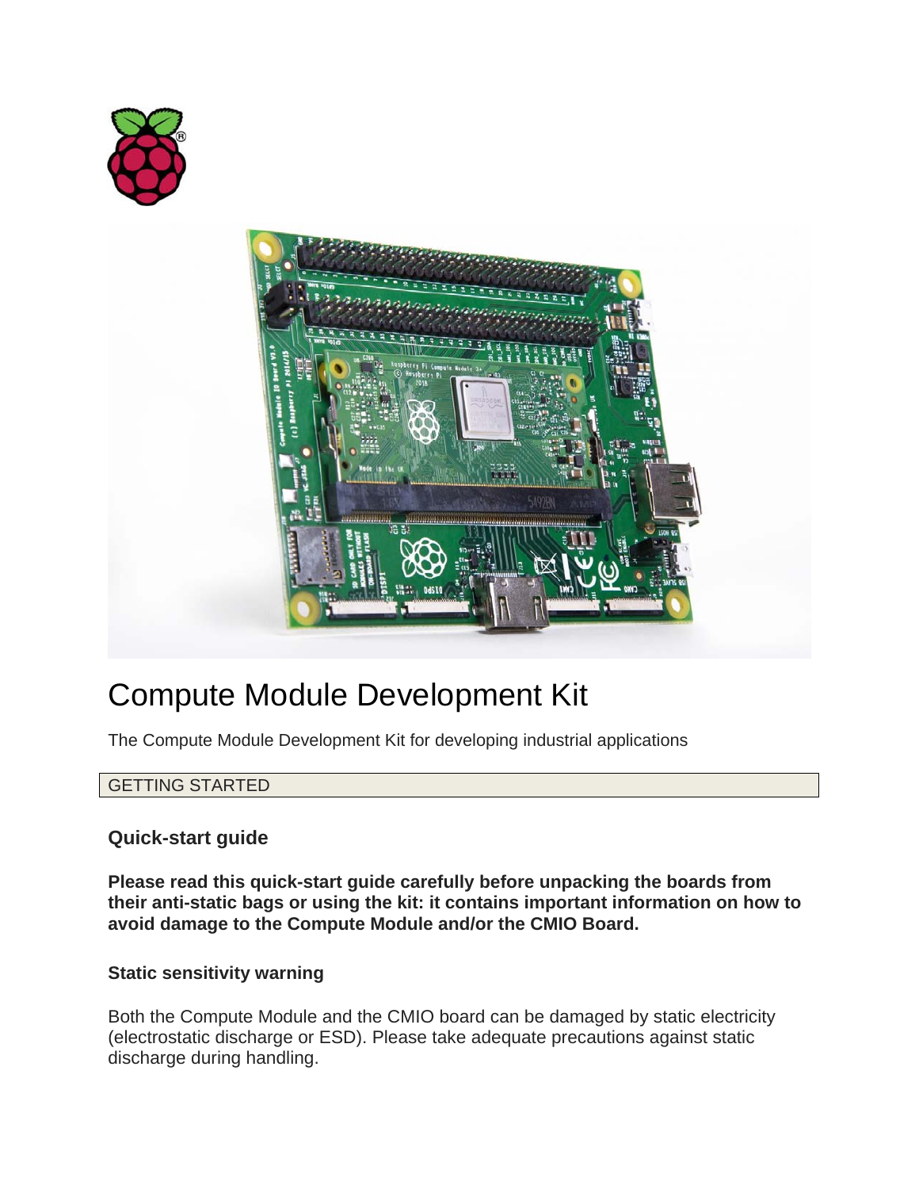# Compute Module Development Kit

The Compute Module Development Kit for developing industrial applications

GETTING STARTED

## Quick-start guide

**Please read this quick-start guide carefully before unpacking the boards from their anti-static bags or using the kit: it contains important information on how to avoid damage to the Compute Module and/or the CMIO Board.**

### Static sensitivity warning

Both the Compute Module and the CMIO board can be damaged by static electricity (electrostatic discharge or ESD). Please take adequate precautions against static discharge during handling.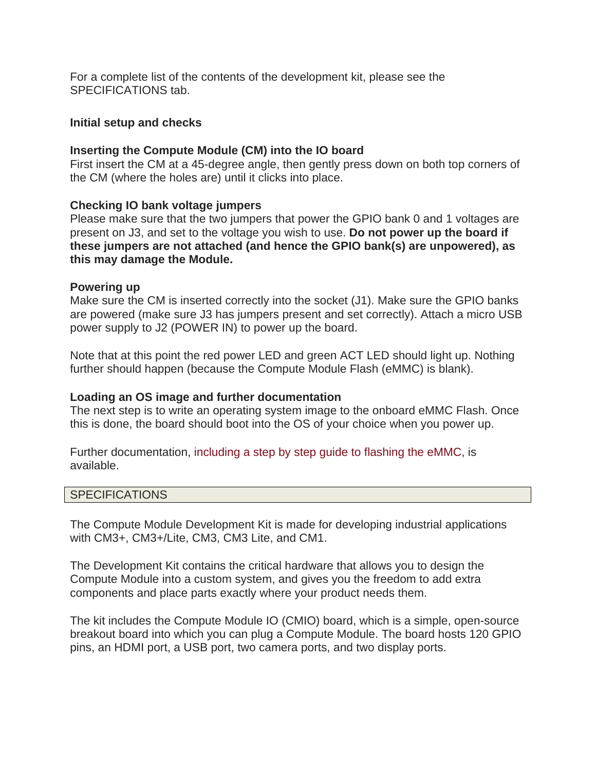For a complete list of the contents of the development kit, please see the SPECIFICATIONS tab.

**Initial setup and checks**

**Inserting the Compute Module (CM) into the IO board**
First insert the CM at a 45-degree angle, then gently press down on both top corners of the CM (where the holes are) until it clicks into place.

**Checking IO bank voltage jumpers**
Please make sure that the two jumpers that power the GPIO bank 0 and 1 voltages are present on J3, and set to the voltage you wish to use. **Do not power up the board if these jumpers are not attached (and hence the GPIO bank(s) are unpowered), as this may damage the Module.**

**Powering up**
Make sure the CM is inserted correctly into the socket (J1). Make sure the GPIO banks are powered (make sure J3 has jumpers present and set correctly). Attach a micro USB power supply to J2 (POWER IN) to power up the board.

Note that at this point the red power LED and green ACT LED should light up. Nothing further should happen (because the Compute Module Flash (eMMC) is blank).

**Loading an OS image and further documentation**
The next step is to write an operating system image to the onboard eMMC Flash. Once this is done, the board should boot into the OS of your choice when you power up.

Further documentation, including a step by step guide to flashing the eMMC, is available.

## SPECIFICATIONS

The Compute Module Development Kit is made for developing industrial applications with CM3+, CM3+/Lite, CM3, CM3 Lite, and CM1.

The Development Kit contains the critical hardware that allows you to design the Compute Module into a custom system, and gives you the freedom to add extra components and place parts exactly where your product needs them.

The kit includes the Compute Module IO (CMIO) board, which is a simple, open-source breakout board into which you can plug a Compute Module. The board hosts 120 GPIO pins, an HDMI port, a USB port, two camera ports, and two display ports.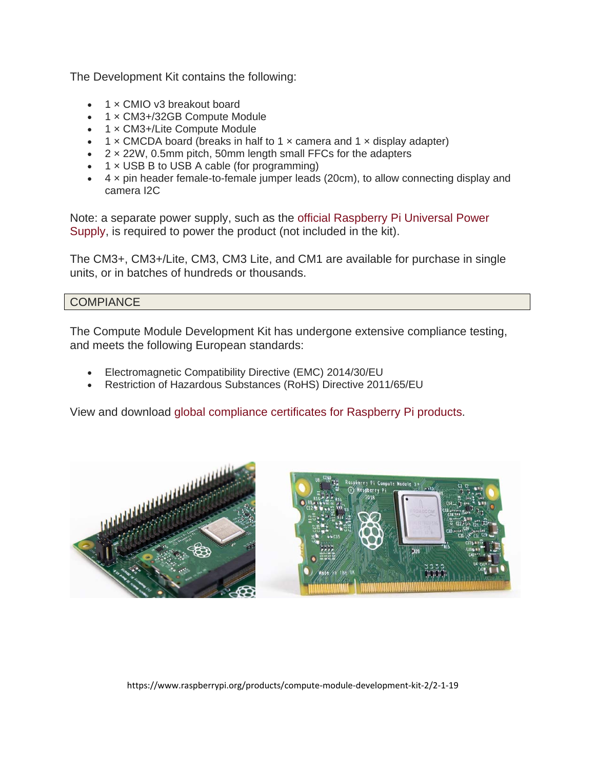The Development Kit contains the following:

- 1 × CMIO v3 breakout board
- 1 × CM3+/32GB Compute Module
- 1 × CM3+/Lite Compute Module
- 1 × CMCDA board (breaks in half to 1 × camera and 1 × display adapter)
- 2 × 22W, 0.5mm pitch, 50mm length small FFCs for the adapters
- 1 × USB B to USB A cable (for programming)
- 4 × pin header female-to-female jumper leads (20cm), to allow connecting display and camera I2C

Note: a separate power supply, such as the official Raspberry Pi Universal Power Supply, is required to power the product (not included in the kit).

The CM3+, CM3+/Lite, CM3, CM3 Lite, and CM1 are available for purchase in single units, or in batches of hundreds or thousands.

## COMPIANCE

The Compute Module Development Kit has undergone extensive compliance testing, and meets the following European standards:

- Electromagnetic Compatibility Directive (EMC) 2014/30/EU
- Restriction of Hazardous Substances (RoHS) Directive 2011/65/EU

View and download global compliance certificates for Raspberry Pi products.

https://www.raspberrypi.org/products/compute-module-development-kit-2/2-1-19